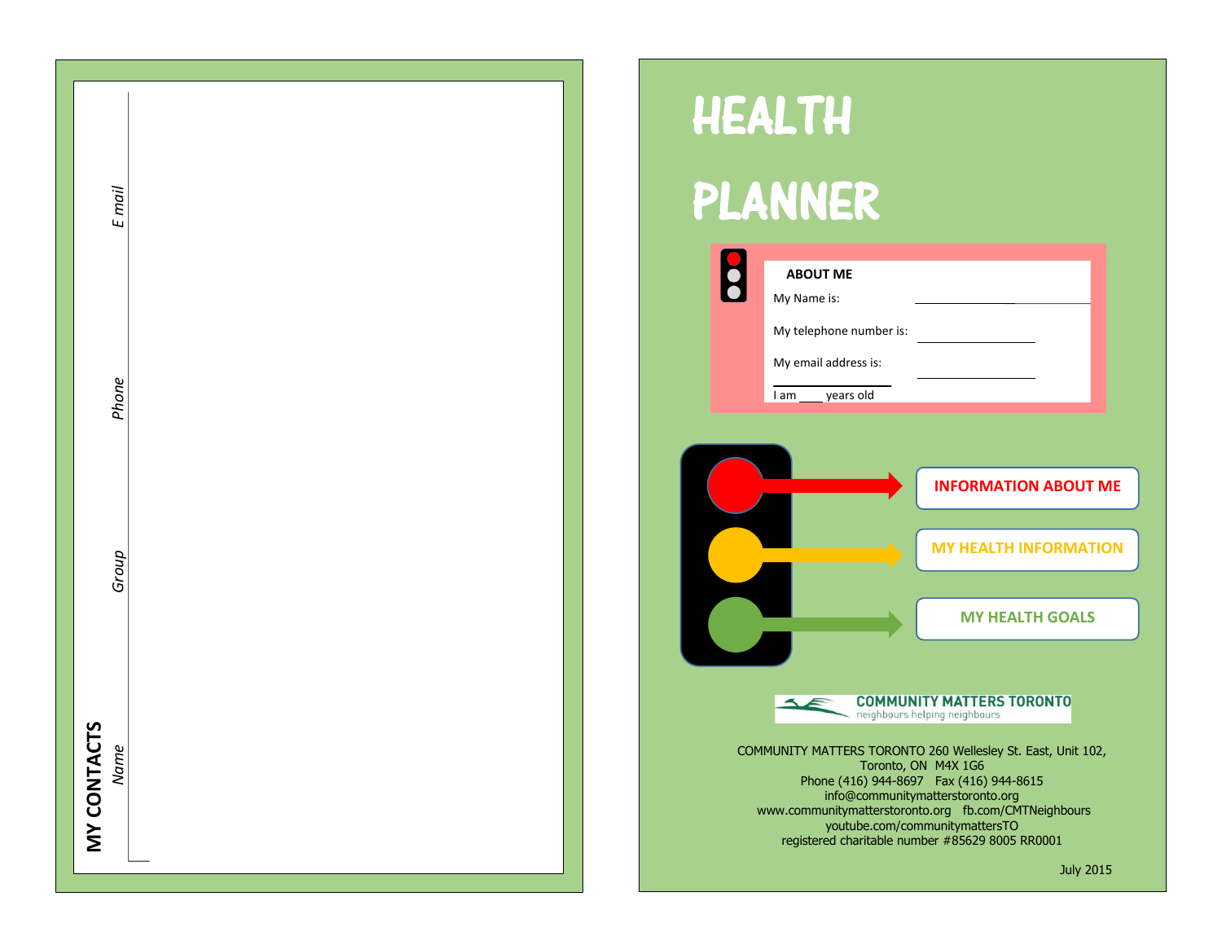## MY CONTACTS

| Name | Group | Phone | E mail |
|---|---|---|---|
| | | | |

# HEALTH PLANNER

**ABOUT ME**

My Name is: ____________________

My telephone number is: ____________________

My email address is: ____________________

I am ____ years old

**INFORMATION ABOUT ME**

**MY HEALTH INFORMATION**

**MY HEALTH GOALS**

**COMMUNITY MATTERS TORONTO**
neighbours helping neighbours

COMMUNITY MATTERS TORONTO 260 Wellesley St. East, Unit 102,
Toronto, ON M4X 1G6
Phone (416) 944-8697 Fax (416) 944-8615
info@communitymatterstoronto.org
www.communitymatterstoronto.org fb.com/CMTNeighbours
youtube.com/communitymattersTO
registered charitable number #85629 8005 RR0001

July 2015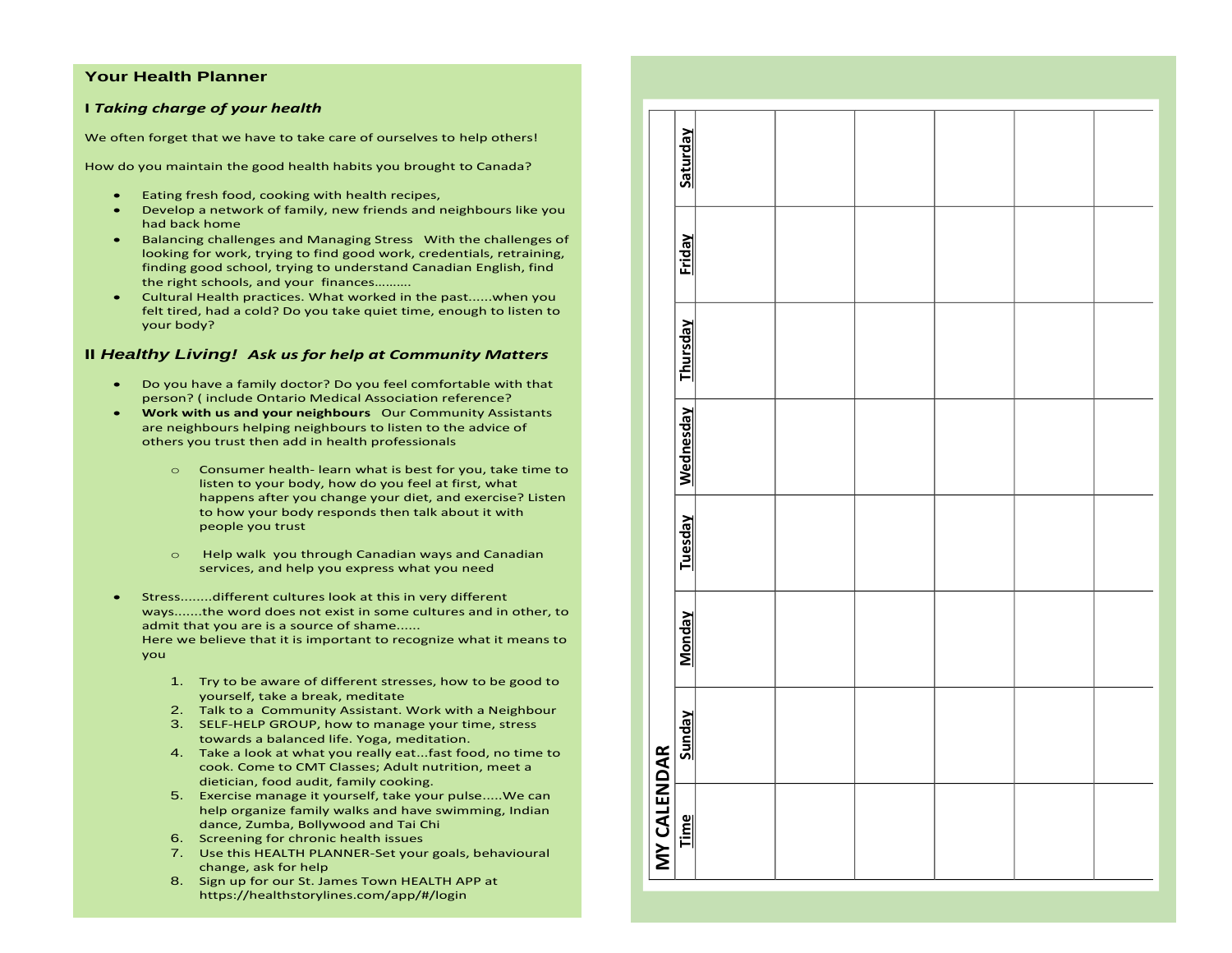## Your Health Planner

### I *Taking charge of your health*

We often forget that we have to take care of ourselves to help others!

How do you maintain the good health habits you brought to Canada?

- Eating fresh food, cooking with health recipes,
- Develop a network of family, new friends and neighbours like you had back home
- Balancing challenges and Managing Stress With the challenges of looking for work, trying to find good work, credentials, retraining, finding good school, trying to understand Canadian English, find the right schools, and your finances.........
- Cultural Health practices. What worked in the past......when you felt tired, had a cold? Do you take quiet time, enough to listen to your body?

### II *Healthy Living! Ask us for help at Community Matters*

- Do you have a family doctor? Do you feel comfortable with that person? ( include Ontario Medical Association reference?
- **Work with us and your neighbours** Our Community Assistants are neighbours helping neighbours to listen to the advice of others you trust then add in health professionals
  - Consumer health- learn what is best for you, take time to listen to your body, how do you feel at first, what happens after you change your diet, and exercise? Listen to how your body responds then talk about it with people you trust
  - Help walk you through Canadian ways and Canadian services, and help you express what you need
- Stress........different cultures look at this in very different ways.......the word does not exist in some cultures and in other, to admit that you are is a source of shame......
  Here we believe that it is important to recognize what it means to you
  1. Try to be aware of different stresses, how to be good to yourself, take a break, meditate
  2. Talk to a Community Assistant. Work with a Neighbour
  3. SELF-HELP GROUP, how to manage your time, stress towards a balanced life. Yoga, meditation.
  4. Take a look at what you really eat...fast food, no time to cook. Come to CMT Classes; Adult nutrition, meet a dietician, food audit, family cooking.
  5. Exercise manage it yourself, take your pulse.....We can help organize family walks and have swimming, Indian dance, Zumba, Bollywood and Tai Chi
  6. Screening for chronic health issues
  7. Use this HEALTH PLANNER-Set your goals, behavioural change, ask for help
  8. Sign up for our St. James Town HEALTH APP at https://healthstorylines.com/app/#/login

## MY CALENDAR

| Time | Sunday | Monday | Tuesday | Wednesday | Thursday | Friday | Saturday |
|---|---|---|---|---|---|---|---|
| | | | | | | | |
| | | | | | | | |
| | | | | | | | |
| | | | | | | | |
| | | | | | | | |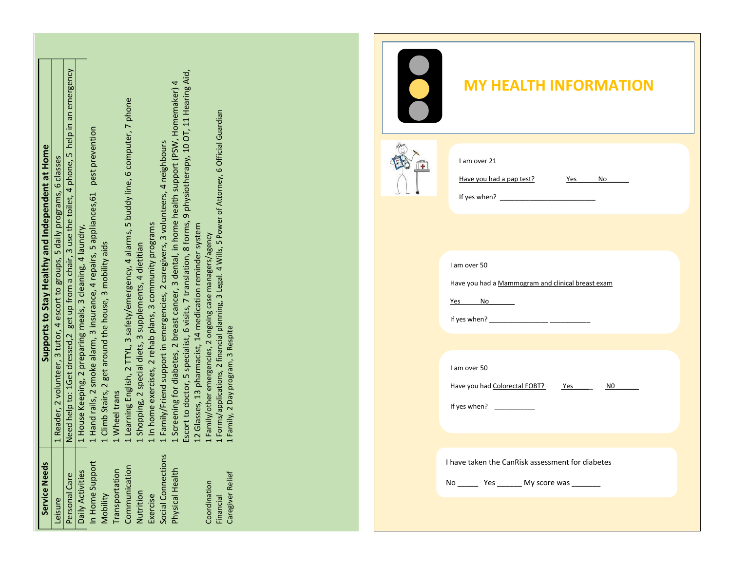## Supports to Stay Healthy and Independent at Home

| Service Needs | |
|---|---|
| Leisure | 1 Reader, 2 volunteer, 3 tutor, 4 escort to groups, 5 daily programs, 6 classes |
| Personal Care | Need help to: 1Get dressed,2 get up from a chair, 3 use the toilet, 4 phone, 5 help in an emergency |
| Daily Activities | 1 House Keeping, 2 preparing meals, 3 cleaning, 4 laundry, |
| In Home Support | 1 Hand rails, 2 smoke alarm, 3 insurance, 4 repairs, 5 appliances,61 pest prevention |
| Mobility | 1 Climb Stairs, 2 get around the house, 3 mobility aids |
| Transportation | 1 Wheel trans |
| Communication | 1 Learning English, 2 TTYL, 3 safety/emergency, 4 alarms, 5 buddy line, 6 computer, 7 phone |
| Nutrition | 1 Shopping, 2 special diets, 3 supplements, 4 dietitian |
| Exercise | 1 In home exercises, 2 rehab plans, 3 community programs |
| Social Connections | 1 Family/Friend support in emergencies, 2 caregivers, 3 volunteers, 4 neighbours |
| Physical Health | 1 Screening for diabetes, 2 breast cancer, 3 dental, in home health support (PSW, Homemaker) 4 Escort to doctor, 5 specialist, 6 visits, 7 translation, 8 forms, 9 physiotherapy, 10 OT, 11 Hearing Aid, 12 Glasses, 13 pharmacist, 14 medication reminder system |
| Coordination | 1 Family/other emergencies, 2 ongoing case managers/agency |
| Financial | 1 Forms/applications, 2 financial planning, 3 Legal. 4 Wills, 5 Power of Attorney, 6 Official Guardian |
| Caregiver Relief | 1 Family, 2 Day program, 3 Respite |

# MY HEALTH INFORMATION

I am over 21

Have you had a pap test? Yes ______ No______

If yes when? __________________________

I am over 50

Have you had a Mammogram and clinical breast exam

Yes ______ No________

If yes when? ________________ ___________

I am over 50

Have you had Colorectal FOBT? Yes _____ N0 ______

If yes when? ___________

I have taken the CanRisk assessment for diabetes

No _____ Yes ______ My score was _______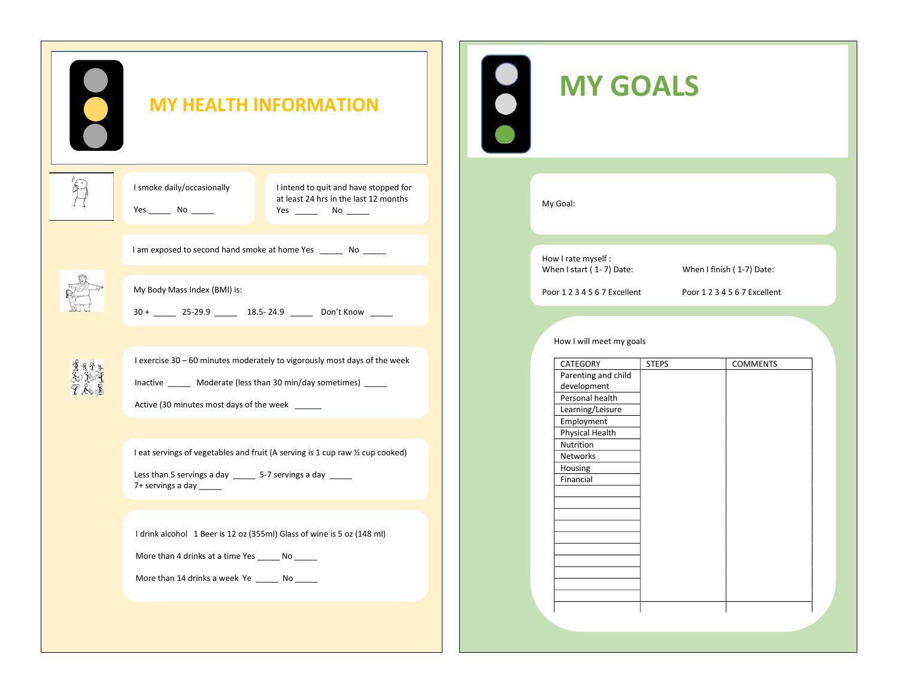# MY HEALTH INFORMATION

I smoke daily/occasionally

Yes _____ No _____

I intend to quit and have stopped for at least 24 hrs in the last 12 months

Yes _____ No _____

I am exposed to second hand smoke at home Yes _____ No _____

My Body Mass Index (BMI) is:

30 + _____ 25-29.9 _____ 18.5- 24.9 _____ Don't Know _____

I exercise 30 – 60 minutes moderately to vigorously most days of the week

Inactive _____ Moderate (less than 30 min/day sometimes) _____

Active (30 minutes most days of the week ______

I eat servings of vegetables and fruit (A serving is 1 cup raw ½ cup cooked)

Less than 5 servings a day _____ 5-7 servings a day _____
7+ servings a day _____

I drink alcohol 1 Beer is 12 oz (355ml) Glass of wine is 5 oz (148 ml)

More than 4 drinks at a time Yes _____ No _____

More than 14 drinks a week Ye _____ No _____

# MY GOALS

My Goal:

How I rate myself :

When I start ( 1- 7) Date: When I finish ( 1-7) Date:

Poor 1 2 3 4 5 6 7 Excellent Poor 1 2 3 4 5 6 7 Excellent

How I will meet my goals

| CATEGORY | STEPS | COMMENTS |
|---|---|---|
| Parenting and child development | | |
| Personal health | | |
| Learning/Leisure | | |
| Employment | | |
| Physical Health | | |
| Nutrition | | |
| Networks | | |
| Housing | | |
| Financial | | |
| | | |
| | | |
| | | |
| | | |
| | | |
| | | |
| | | |
| | | |
| | | |
| | | |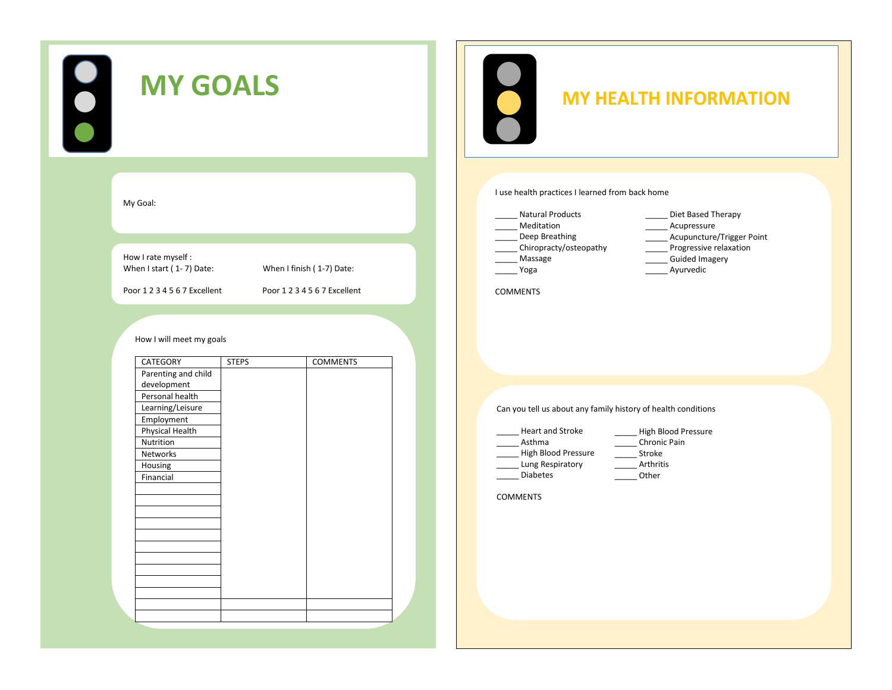# MY GOALS

My Goal:

How I rate myself :

When I start ( 1- 7) Date:

Poor 1 2 3 4 5 6 7 Excellent

When I finish ( 1-7) Date:

Poor 1 2 3 4 5 6 7 Excellent

How I will meet my goals

| CATEGORY | STEPS | COMMENTS |
|---|---|---|
| Parenting and child development | | |
| Personal health | | |
| Learning/Leisure | | |
| Employment | | |
| Physical Health | | |
| Nutrition | | |
| Networks | | |
| Housing | | |
| Financial | | |
| | | |
| | | |
| | | |
| | | |
| | | |
| | | |
| | | |
| | | |
| | | |
| | | |
| | | |
| | | |

# MY HEALTH INFORMATION

I use health practices I learned from back home

_____ Natural Products
_____ Meditation
_____ Deep Breathing
_____ Chiropracty/osteopathy
_____ Massage
_____ Yoga

_____ Diet Based Therapy
_____ Acupressure
_____ Acupuncture/Trigger Point
_____ Progressive relaxation
_____ Guided Imagery
_____ Ayurvedic

COMMENTS

Can you tell us about any family history of health conditions

_____ Heart and Stroke
_____ Asthma
_____ High Blood Pressure
_____ Lung Respiratory
_____ Diabetes

_____ High Blood Pressure
_____ Chronic Pain
_____ Stroke
_____ Arthritis
_____ Other

COMMENTS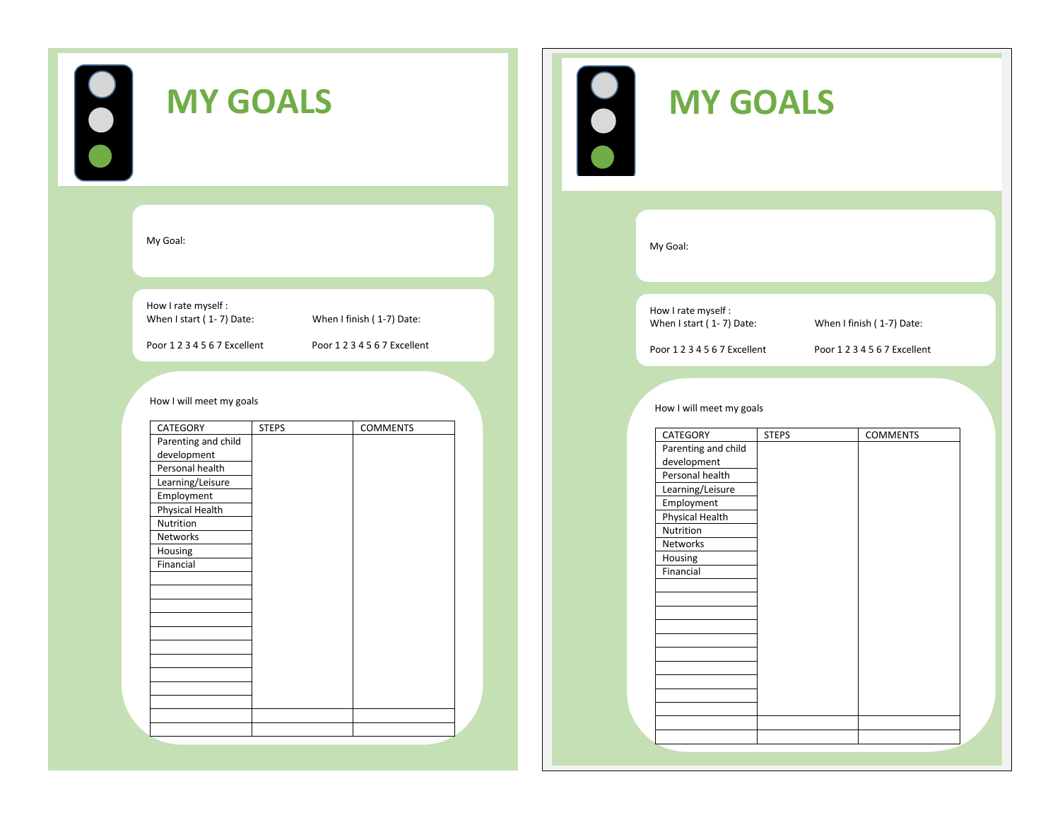# MY GOALS

My Goal:

How I rate myself :

When I start ( 1- 7) Date:

Poor 1 2 3 4 5 6 7 Excellent

When I finish ( 1-7) Date:

Poor 1 2 3 4 5 6 7 Excellent

How I will meet my goals

| CATEGORY | STEPS | COMMENTS |
|---|---|---|
| Parenting and child development | | |
| Personal health | | |
| Learning/Leisure | | |
| Employment | | |
| Physical Health | | |
| Nutrition | | |
| Networks | | |
| Housing | | |
| Financial | | |
| | | |
| | | |
| | | |
| | | |
| | | |
| | | |
| | | |
| | | |
| | | |
| | | |
| | | |
| | | |

# MY GOALS

My Goal:

How I rate myself :

When I start ( 1- 7) Date:

Poor 1 2 3 4 5 6 7 Excellent

When I finish ( 1-7) Date:

Poor 1 2 3 4 5 6 7 Excellent

How I will meet my goals

| CATEGORY | STEPS | COMMENTS |
|---|---|---|
| Parenting and child development | | |
| Personal health | | |
| Learning/Leisure | | |
| Employment | | |
| Physical Health | | |
| Nutrition | | |
| Networks | | |
| Housing | | |
| Financial | | |
| | | |
| | | |
| | | |
| | | |
| | | |
| | | |
| | | |
| | | |
| | | |
| | | |
| | | |
| | | |